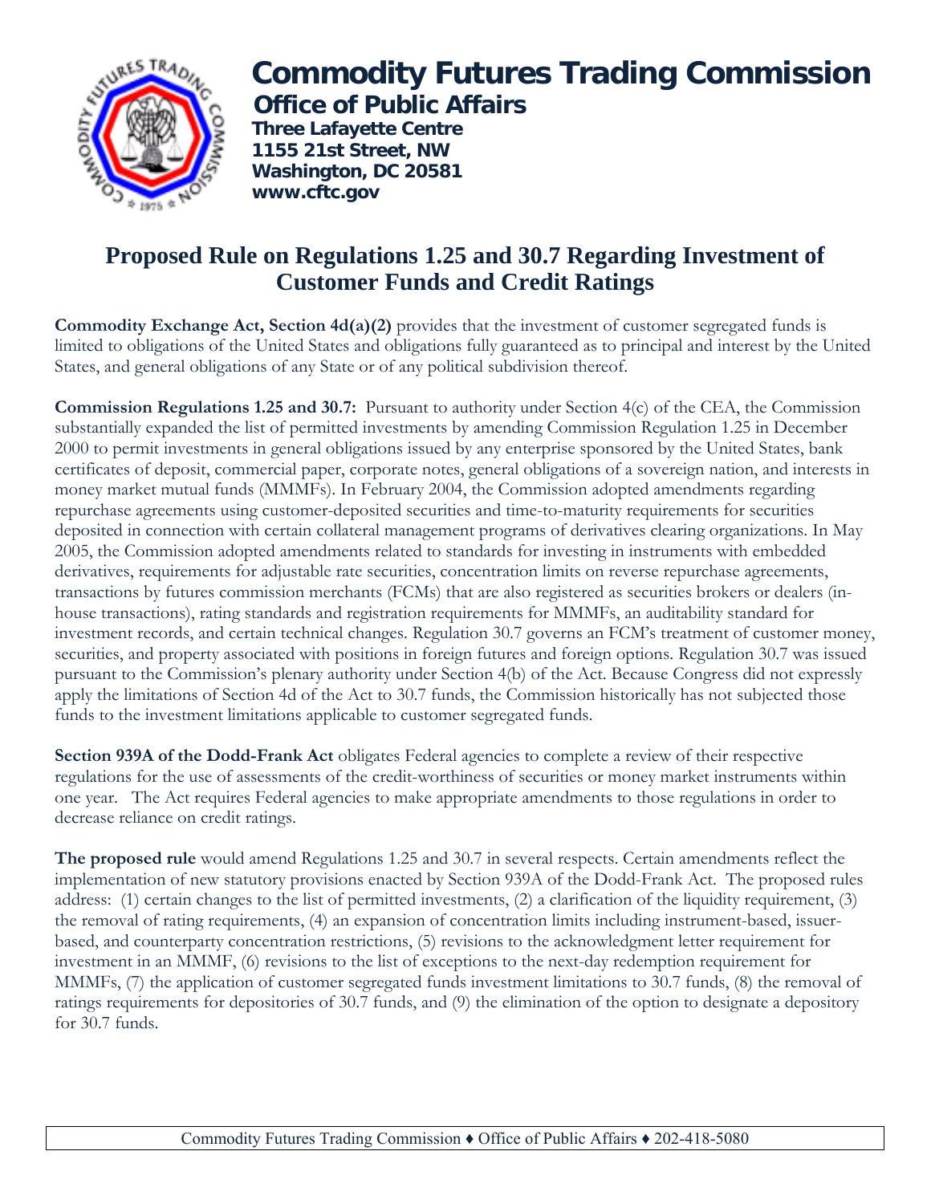# Commodity Futures Trading Commission

## Office of Public Affairs

**Three Lafayette Centre**
**1155 21st Street, NW**
**Washington, DC 20581**
**www.cftc.gov**

## Proposed Rule on Regulations 1.25 and 30.7 Regarding Investment of Customer Funds and Credit Ratings

**Commodity Exchange Act, Section 4d(a)(2)** provides that the investment of customer segregated funds is limited to obligations of the United States and obligations fully guaranteed as to principal and interest by the United States, and general obligations of any State or of any political subdivision thereof.

**Commission Regulations 1.25 and 30.7:** Pursuant to authority under Section 4(c) of the CEA, the Commission substantially expanded the list of permitted investments by amending Commission Regulation 1.25 in December 2000 to permit investments in general obligations issued by any enterprise sponsored by the United States, bank certificates of deposit, commercial paper, corporate notes, general obligations of a sovereign nation, and interests in money market mutual funds (MMMFs). In February 2004, the Commission adopted amendments regarding repurchase agreements using customer-deposited securities and time-to-maturity requirements for securities deposited in connection with certain collateral management programs of derivatives clearing organizations. In May 2005, the Commission adopted amendments related to standards for investing in instruments with embedded derivatives, requirements for adjustable rate securities, concentration limits on reverse repurchase agreements, transactions by futures commission merchants (FCMs) that are also registered as securities brokers or dealers (in-house transactions), rating standards and registration requirements for MMMFs, an auditability standard for investment records, and certain technical changes. Regulation 30.7 governs an FCM's treatment of customer money, securities, and property associated with positions in foreign futures and foreign options. Regulation 30.7 was issued pursuant to the Commission's plenary authority under Section 4(b) of the Act. Because Congress did not expressly apply the limitations of Section 4d of the Act to 30.7 funds, the Commission historically has not subjected those funds to the investment limitations applicable to customer segregated funds.

**Section 939A of the Dodd-Frank Act** obligates Federal agencies to complete a review of their respective regulations for the use of assessments of the credit-worthiness of securities or money market instruments within one year. The Act requires Federal agencies to make appropriate amendments to those regulations in order to decrease reliance on credit ratings.

**The proposed rule** would amend Regulations 1.25 and 30.7 in several respects. Certain amendments reflect the implementation of new statutory provisions enacted by Section 939A of the Dodd-Frank Act. The proposed rules address: (1) certain changes to the list of permitted investments, (2) a clarification of the liquidity requirement, (3) the removal of rating requirements, (4) an expansion of concentration limits including instrument-based, issuer-based, and counterparty concentration restrictions, (5) revisions to the acknowledgment letter requirement for investment in an MMMF, (6) revisions to the list of exceptions to the next-day redemption requirement for MMMFs, (7) the application of customer segregated funds investment limitations to 30.7 funds, (8) the removal of ratings requirements for depositories of 30.7 funds, and (9) the elimination of the option to designate a depository for 30.7 funds.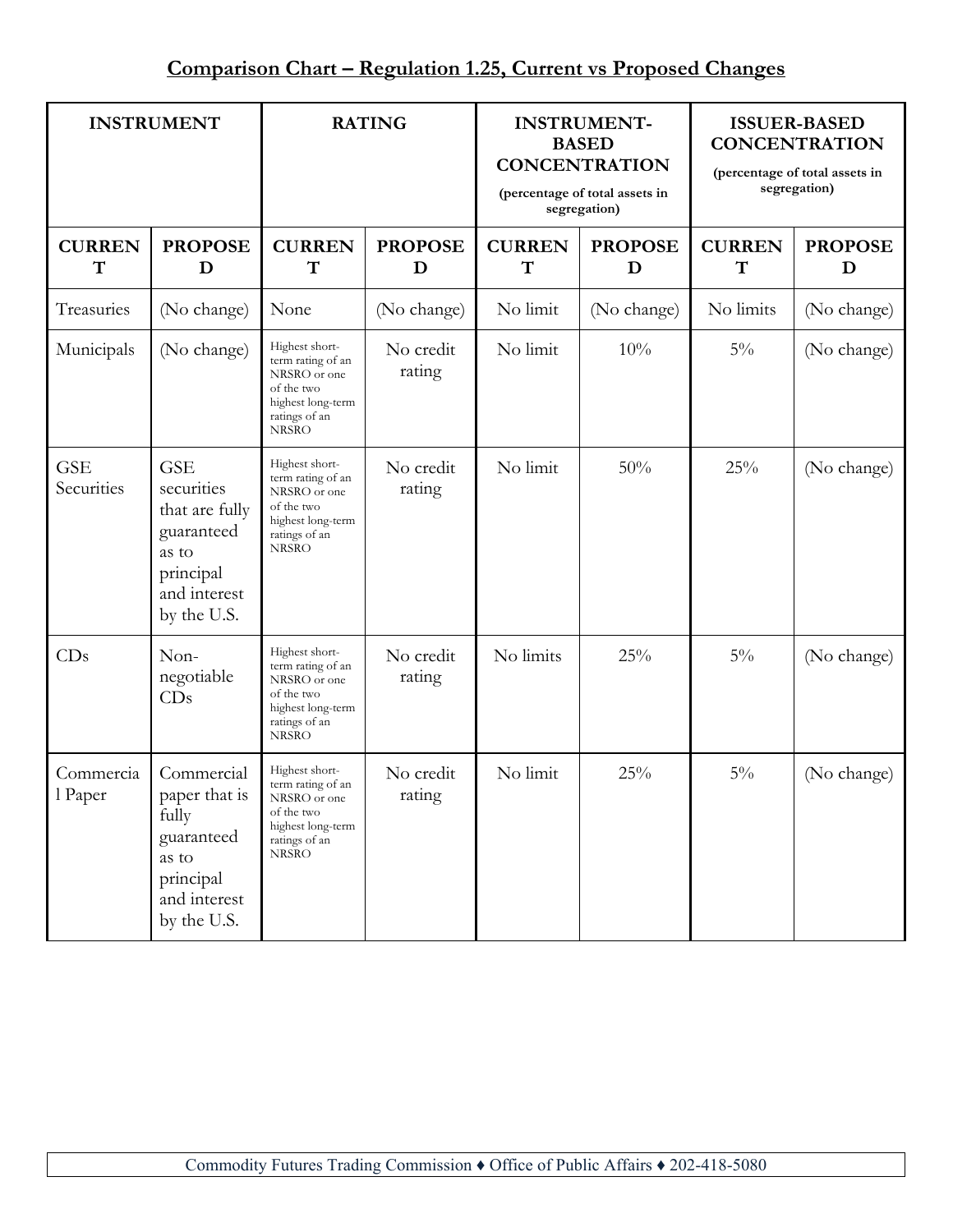# Comparison Chart – Regulation 1.25, Current vs Proposed Changes

| INSTRUMENT | | RATING | | INSTRUMENT-BASED CONCENTRATION (percentage of total assets in segregation) | | ISSUER-BASED CONCENTRATION (percentage of total assets in segregation) | |
|---|---|---|---|---|---|---|---|
| **CURRENT** | **PROPOSED** | **CURRENT** | **PROPOSED** | **CURRENT** | **PROPOSED** | **CURRENT** | **PROPOSED** |
| Treasuries | (No change) | None | (No change) | No limit | (No change) | No limits | (No change) |
| Municipals | (No change) | Highest short-term rating of an NRSRO or one of the two highest long-term ratings of an NRSRO | No credit rating | No limit | 10% | 5% | (No change) |
| GSE Securities | GSE securities that are fully guaranteed as to principal and interest by the U.S. | Highest short-term rating of an NRSRO or one of the two highest long-term ratings of an NRSRO | No credit rating | No limit | 50% | 25% | (No change) |
| CDs | Non-negotiable CDs | Highest short-term rating of an NRSRO or one of the two highest long-term ratings of an NRSRO | No credit rating | No limits | 25% | 5% | (No change) |
| Commercial Paper | Commercial paper that is fully guaranteed as to principal and interest by the U.S. | Highest short-term rating of an NRSRO or one of the two highest long-term ratings of an NRSRO | No credit rating | No limit | 25% | 5% | (No change) |

Commodity Futures Trading Commission ♦ Office of Public Affairs ♦ 202-418-5080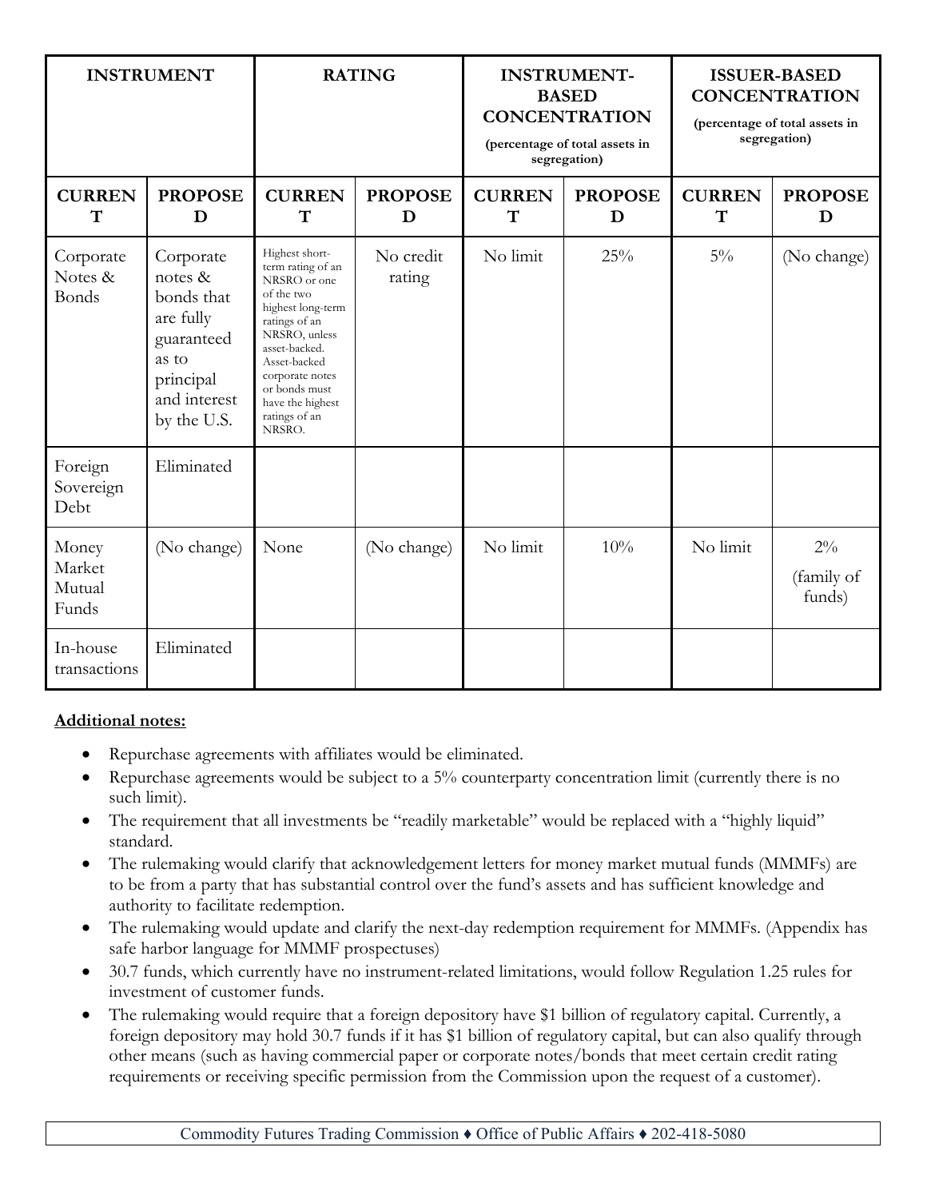| INSTRUMENT | | RATING | | INSTRUMENT-BASED CONCENTRATION (percentage of total assets in segregation) | | ISSUER-BASED CONCENTRATION (percentage of total assets in segregation) | |
|---|---|---|---|---|---|---|---|
| CURRENT | PROPOSED | CURRENT | PROPOSED | CURRENT | PROPOSED | CURRENT | PROPOSED |
| Corporate Notes & Bonds | Corporate notes & bonds that are fully guaranteed as to principal and interest by the U.S. | Highest short-term rating of an NRSRO or one of the two highest long-term ratings of an NRSRO, unless asset-backed. Asset-backed corporate notes or bonds must have the highest ratings of an NRSRO. | No credit rating | No limit | 25% | 5% | (No change) |
| Foreign Sovereign Debt | Eliminated | | | | | | |
| Money Market Mutual Funds | (No change) | None | (No change) | No limit | 10% | No limit | 2% (family of funds) |
| In-house transactions | Eliminated | | | | | | |

**Additional notes:**

- Repurchase agreements with affiliates would be eliminated.
- Repurchase agreements would be subject to a 5% counterparty concentration limit (currently there is no such limit).
- The requirement that all investments be "readily marketable" would be replaced with a "highly liquid" standard.
- The rulemaking would clarify that acknowledgement letters for money market mutual funds (MMMFs) are to be from a party that has substantial control over the fund's assets and has sufficient knowledge and authority to facilitate redemption.
- The rulemaking would update and clarify the next-day redemption requirement for MMMFs. (Appendix has safe harbor language for MMMF prospectuses)
- 30.7 funds, which currently have no instrument-related limitations, would follow Regulation 1.25 rules for investment of customer funds.
- The rulemaking would require that a foreign depository have $1 billion of regulatory capital. Currently, a foreign depository may hold 30.7 funds if it has $1 billion of regulatory capital, but can also qualify through other means (such as having commercial paper or corporate notes/bonds that meet certain credit rating requirements or receiving specific permission from the Commission upon the request of a customer).

Commodity Futures Trading Commission ♦ Office of Public Affairs ♦ 202-418-5080